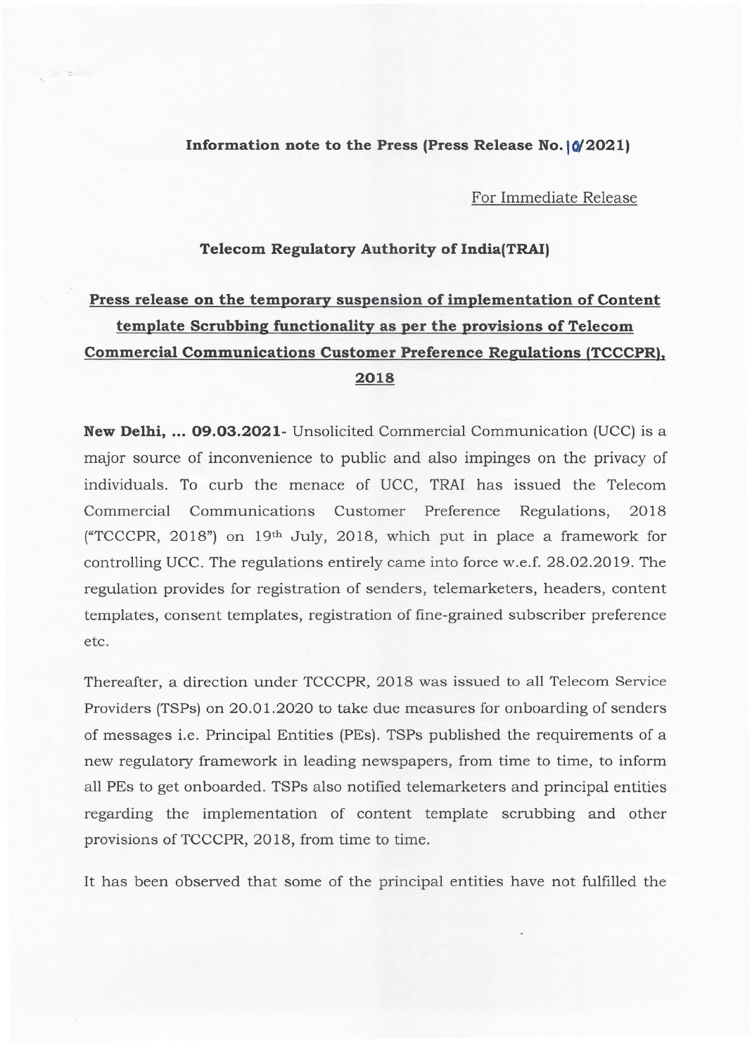**Information note to the Press (Press Release No. 10/2021)**

For Immediate Release

**Telecom Regulatory Authority of India(TRAI)**

**Press release on the temporary suspension of implementation of Content template Scrubbing functionality as per the provisions of Telecom Commercial Communications Customer Preference Regulations (TCCCPR), 2018**

**New Delhi, ... 09.03.2021**- Unsolicited Commercial Communication (UCC) is a major source of inconvenience to public and also impinges on the privacy of individuals. To curb the menace of UCC, TRAI has issued the Telecom Commercial Communications Customer Preference Regulations, 2018 ("TCCCPR, 2018") on 19th July, 2018, which put in place a framework for controlling UCC. The regulations entirely came into force w.e.f. 28.02.2019. The regulation provides for registration of senders, telemarketers, headers, content templates, consent templates, registration of fine-grained subscriber preference etc.

Thereafter, a direction under TCCCPR, 2018 was issued to all Telecom Service Providers (TSPs) on 20.01.2020 to take due measures for onboarding of senders of messages i.e. Principal Entities (PEs). TSPs published the requirements of a new regulatory framework in leading newspapers, from time to time, to inform all PEs to get onboarded. TSPs also notified telemarketers and principal entities regarding the implementation of content template scrubbing and other provisions of TCCCPR, 2018, from time to time.

It has been observed that some of the principal entities have not fulfilled the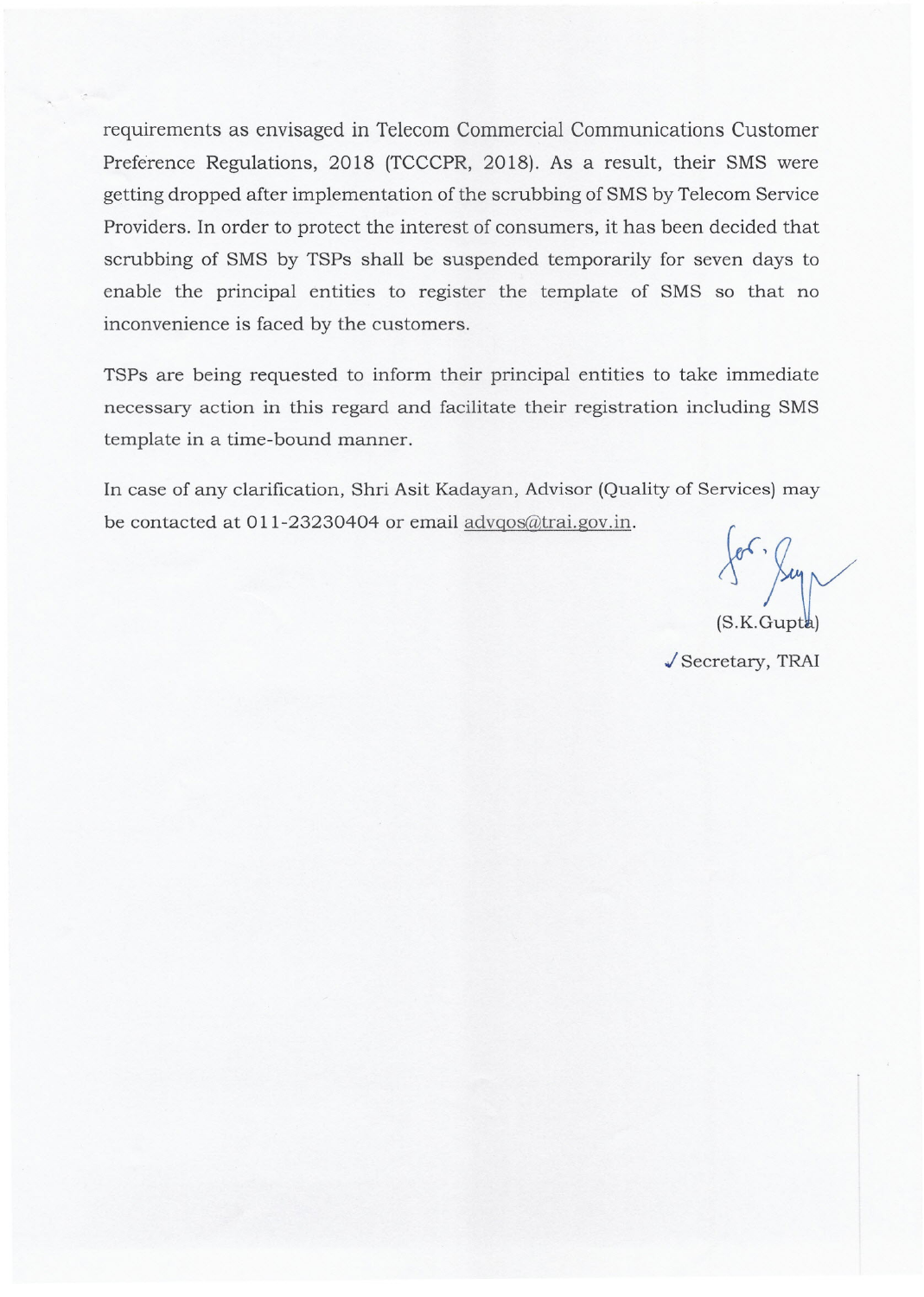requirements as envisaged in Telecom Commercial Communications Customer Preference Regulations, 2018 (TCCCPR, 2018). As a result, their SMS were getting dropped after implementation of the scrubbing of SMS by Telecom Service Providers. In order to protect the interest of consumers, it has been decided that scrubbing of SMS by TSPs shall be suspended temporarily for seven days to enable the principal entities to register the template of SMS so that no inconvenience is faced by the customers.

TSPs are being requested to inform their principal entities to take immediate necessary action in this regard and facilitate their registration including SMS template in a time-bound manner.

In case of any clarification, Shri Asit Kadayan, Advisor (Quality of Services) may be contacted at 011-23230404 or email advqos@trai.gov.in.

(S.K.Gupta)

Secretary, TRAI